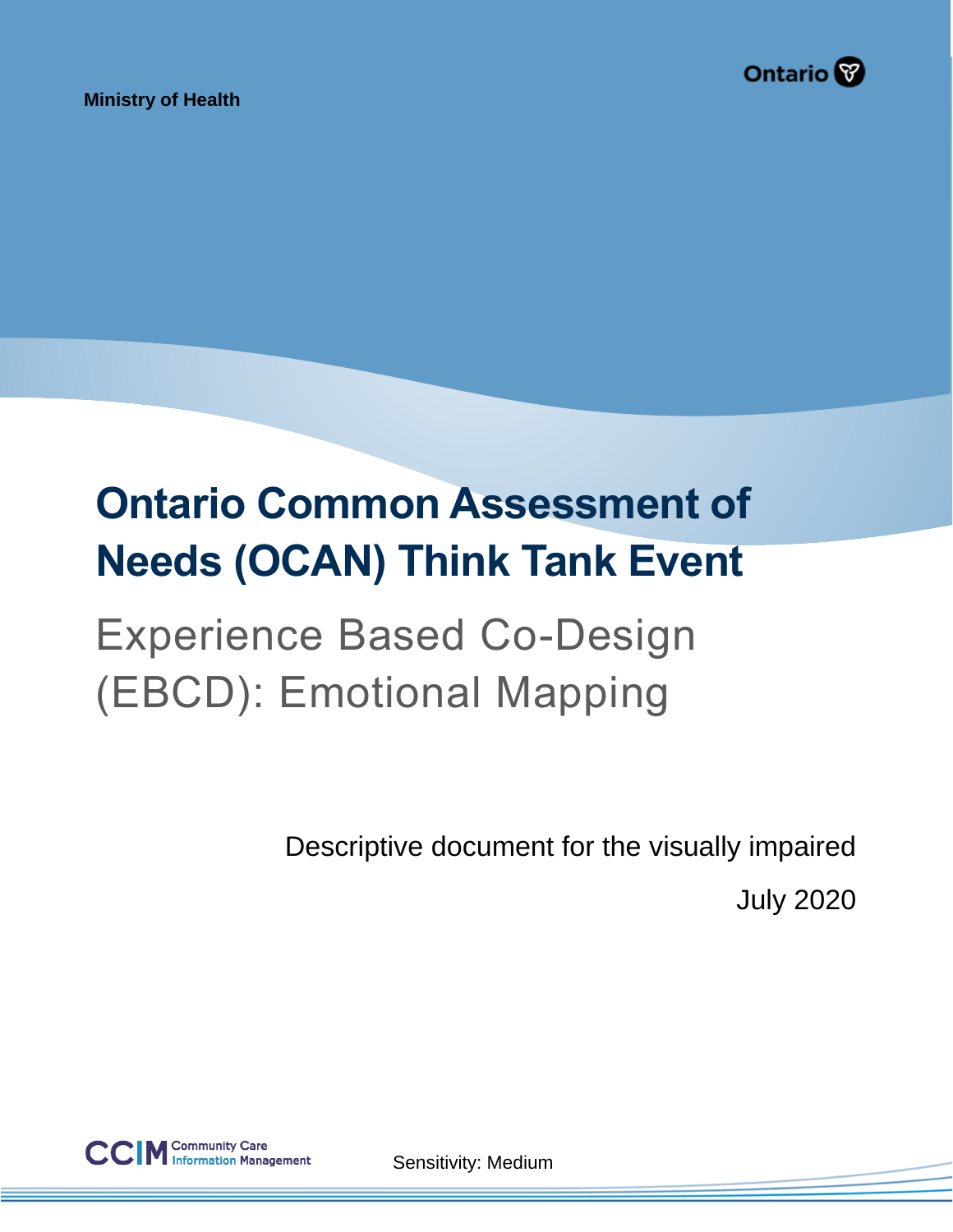Ministry of Health

Ontario

# Ontario Common Assessment of Needs (OCAN) Think Tank Event

## Experience Based Co-Design (EBCD): Emotional Mapping

Descriptive document for the visually impaired

July 2020

CCIM Community Care Information Management

Sensitivity: Medium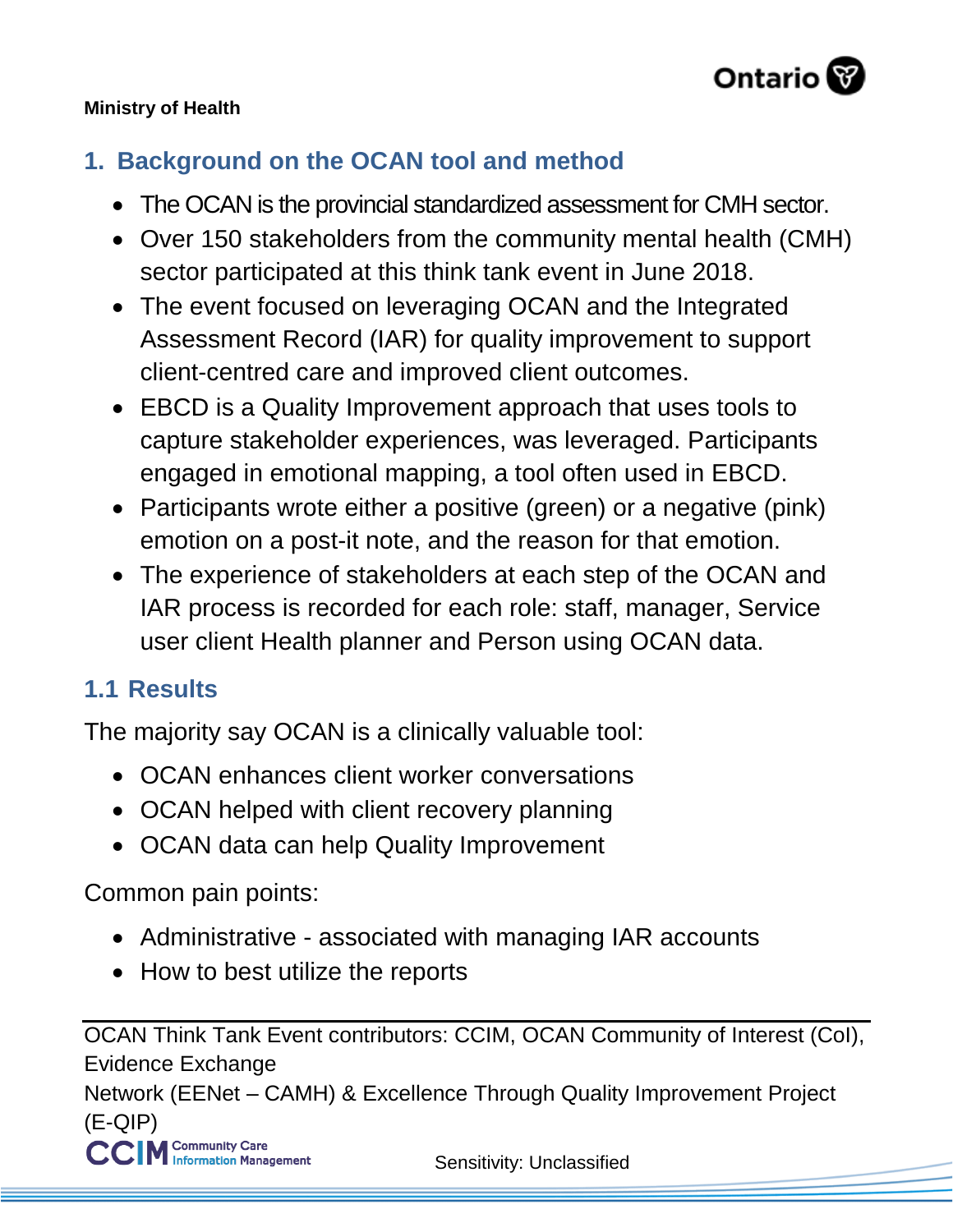## 1. Background on the OCAN tool and method

- The OCAN is the provincial standardized assessment for CMH sector.
- Over 150 stakeholders from the community mental health (CMH) sector participated at this think tank event in June 2018.
- The event focused on leveraging OCAN and the Integrated Assessment Record (IAR) for quality improvement to support client-centred care and improved client outcomes.
- EBCD is a Quality Improvement approach that uses tools to capture stakeholder experiences, was leveraged. Participants engaged in emotional mapping, a tool often used in EBCD.
- Participants wrote either a positive (green) or a negative (pink) emotion on a post-it note, and the reason for that emotion.
- The experience of stakeholders at each step of the OCAN and IAR process is recorded for each role: staff, manager, Service user client Health planner and Person using OCAN data.

### 1.1 Results

The majority say OCAN is a clinically valuable tool:

- OCAN enhances client worker conversations
- OCAN helped with client recovery planning
- OCAN data can help Quality Improvement

Common pain points:

- Administrative - associated with managing IAR accounts
- How to best utilize the reports

OCAN Think Tank Event contributors: CCIM, OCAN Community of Interest (CoI), Evidence Exchange Network (EENet – CAMH) & Excellence Through Quality Improvement Project (E-QIP)